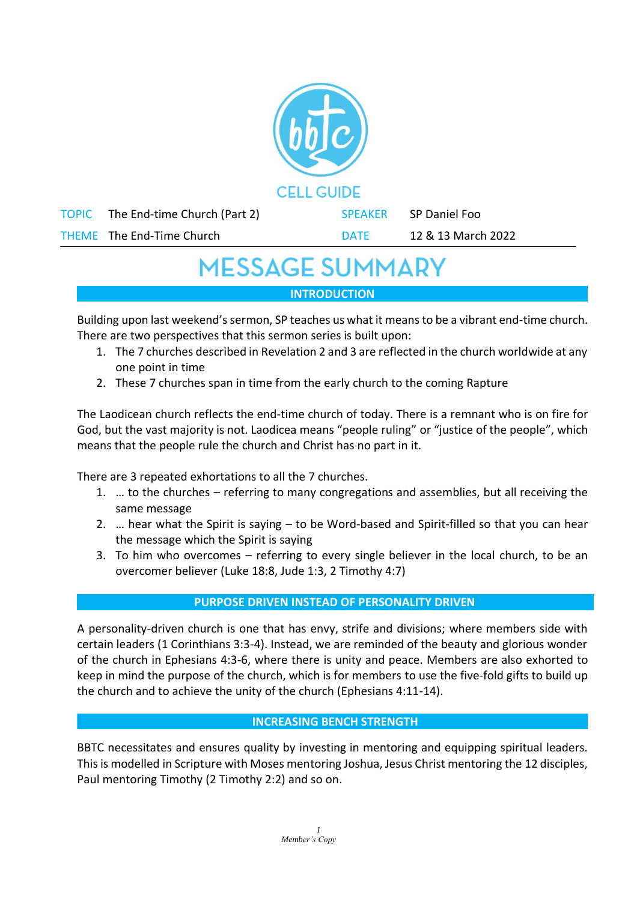# CELL GUIDE

| TOPIC | The End-time Church (Part 2) | SPEAKER | SP Daniel Foo |
| --- | --- | --- | --- |
| THEME | The End-Time Church | DATE | 12 & 13 March 2022 |

# MESSAGE SUMMARY

## INTRODUCTION

Building upon last weekend's sermon, SP teaches us what it means to be a vibrant end-time church. There are two perspectives that this sermon series is built upon:

1. The 7 churches described in Revelation 2 and 3 are reflected in the church worldwide at any one point in time
2. These 7 churches span in time from the early church to the coming Rapture

The Laodicean church reflects the end-time church of today. There is a remnant who is on fire for God, but the vast majority is not. Laodicea means "people ruling" or "justice of the people", which means that the people rule the church and Christ has no part in it.

There are 3 repeated exhortations to all the 7 churches.

1. … to the churches – referring to many congregations and assemblies, but all receiving the same message
2. … hear what the Spirit is saying – to be Word-based and Spirit-filled so that you can hear the message which the Spirit is saying
3. To him who overcomes – referring to every single believer in the local church, to be an overcomer believer (Luke 18:8, Jude 1:3, 2 Timothy 4:7)

## PURPOSE DRIVEN INSTEAD OF PERSONALITY DRIVEN

A personality-driven church is one that has envy, strife and divisions; where members side with certain leaders (1 Corinthians 3:3-4). Instead, we are reminded of the beauty and glorious wonder of the church in Ephesians 4:3-6, where there is unity and peace. Members are also exhorted to keep in mind the purpose of the church, which is for members to use the five-fold gifts to build up the church and to achieve the unity of the church (Ephesians 4:11-14).

## INCREASING BENCH STRENGTH

BBTC necessitates and ensures quality by investing in mentoring and equipping spiritual leaders. This is modelled in Scripture with Moses mentoring Joshua, Jesus Christ mentoring the 12 disciples, Paul mentoring Timothy (2 Timothy 2:2) and so on.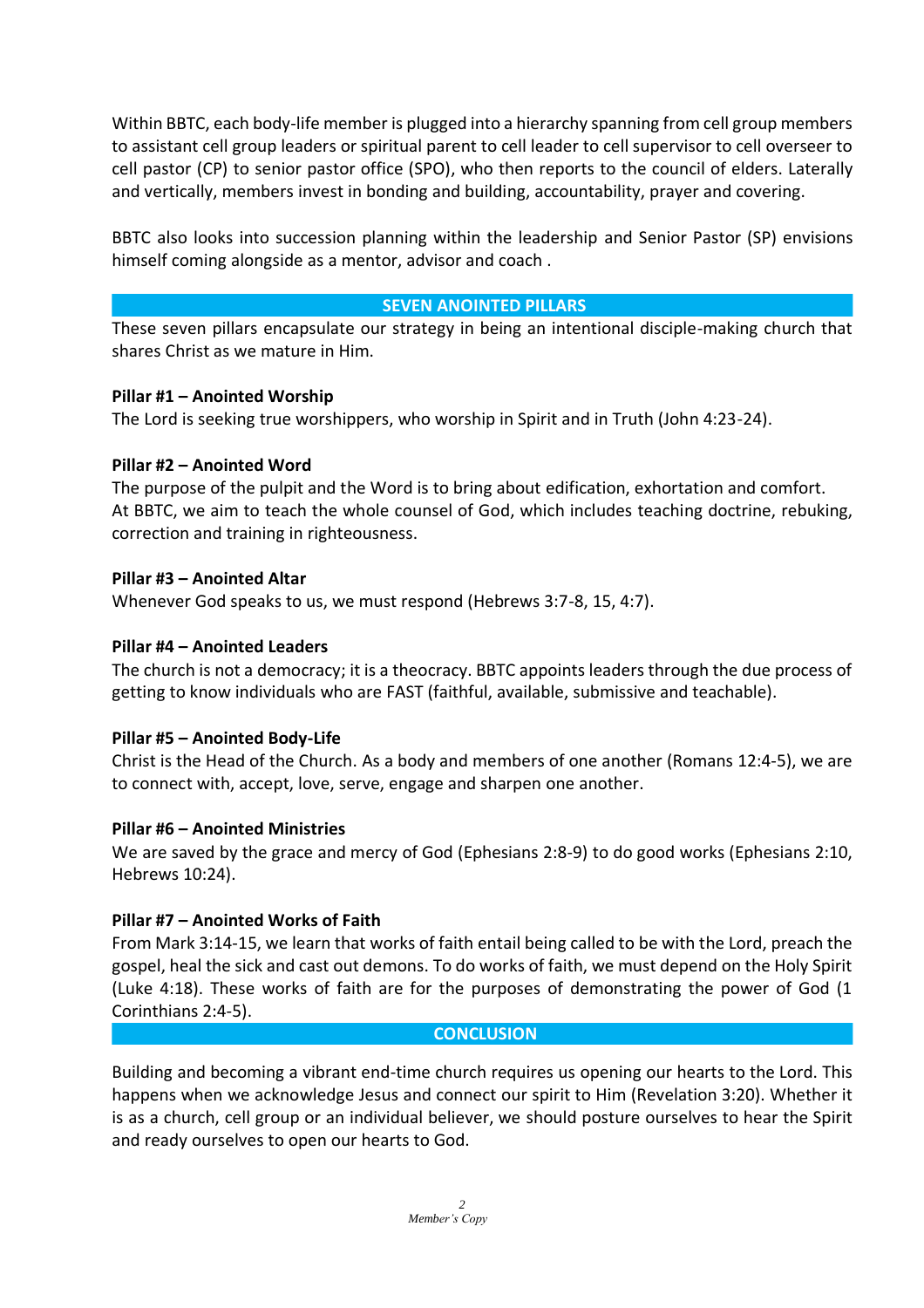Within BBTC, each body-life member is plugged into a hierarchy spanning from cell group members to assistant cell group leaders or spiritual parent to cell leader to cell supervisor to cell overseer to cell pastor (CP) to senior pastor office (SPO), who then reports to the council of elders. Laterally and vertically, members invest in bonding and building, accountability, prayer and covering.

BBTC also looks into succession planning within the leadership and Senior Pastor (SP) envisions himself coming alongside as a mentor, advisor and coach .

## SEVEN ANOINTED PILLARS

These seven pillars encapsulate our strategy in being an intentional disciple-making church that shares Christ as we mature in Him.

**Pillar #1 – Anointed Worship**
The Lord is seeking true worshippers, who worship in Spirit and in Truth (John 4:23-24).

**Pillar #2 – Anointed Word**
The purpose of the pulpit and the Word is to bring about edification, exhortation and comfort.
At BBTC, we aim to teach the whole counsel of God, which includes teaching doctrine, rebuking, correction and training in righteousness.

**Pillar #3 – Anointed Altar**
Whenever God speaks to us, we must respond (Hebrews 3:7-8, 15, 4:7).

**Pillar #4 – Anointed Leaders**
The church is not a democracy; it is a theocracy. BBTC appoints leaders through the due process of getting to know individuals who are FAST (faithful, available, submissive and teachable).

**Pillar #5 – Anointed Body-Life**
Christ is the Head of the Church. As a body and members of one another (Romans 12:4-5), we are to connect with, accept, love, serve, engage and sharpen one another.

**Pillar #6 – Anointed Ministries**
We are saved by the grace and mercy of God (Ephesians 2:8-9) to do good works (Ephesians 2:10, Hebrews 10:24).

**Pillar #7 – Anointed Works of Faith**
From Mark 3:14-15, we learn that works of faith entail being called to be with the Lord, preach the gospel, heal the sick and cast out demons. To do works of faith, we must depend on the Holy Spirit (Luke 4:18). These works of faith are for the purposes of demonstrating the power of God (1 Corinthians 2:4-5).

## CONCLUSION

Building and becoming a vibrant end-time church requires us opening our hearts to the Lord. This happens when we acknowledge Jesus and connect our spirit to Him (Revelation 3:20). Whether it is as a church, cell group or an individual believer, we should posture ourselves to hear the Spirit and ready ourselves to open our hearts to God.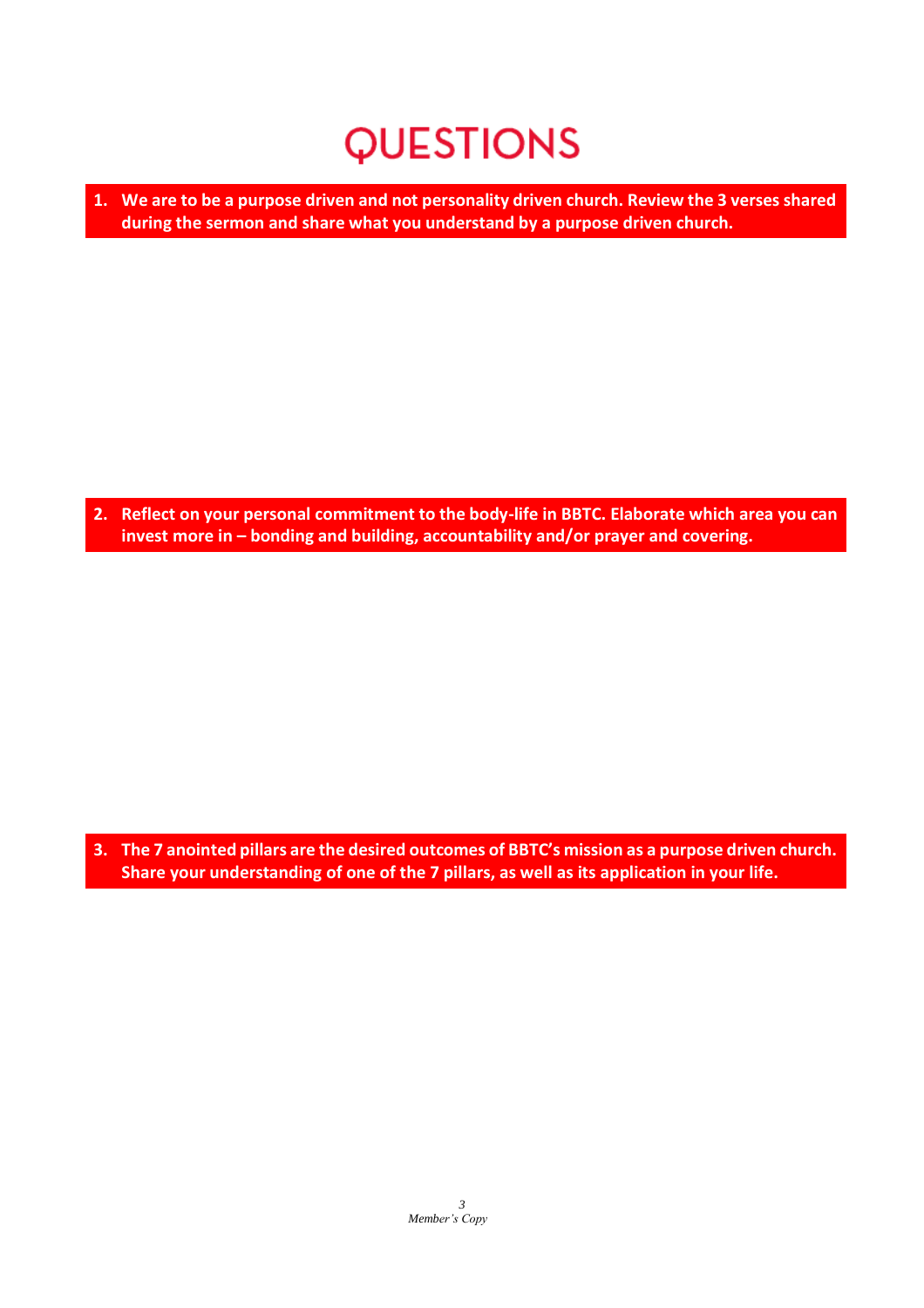# QUESTIONS

1. **We are to be a purpose driven and not personality driven church. Review the 3 verses shared during the sermon and share what you understand by a purpose driven church.**

2. **Reflect on your personal commitment to the body-life in BBTC. Elaborate which area you can invest more in – bonding and building, accountability and/or prayer and covering.**

3. **The 7 anointed pillars are the desired outcomes of BBTC's mission as a purpose driven church. Share your understanding of one of the 7 pillars, as well as its application in your life.**

*Member's Copy*